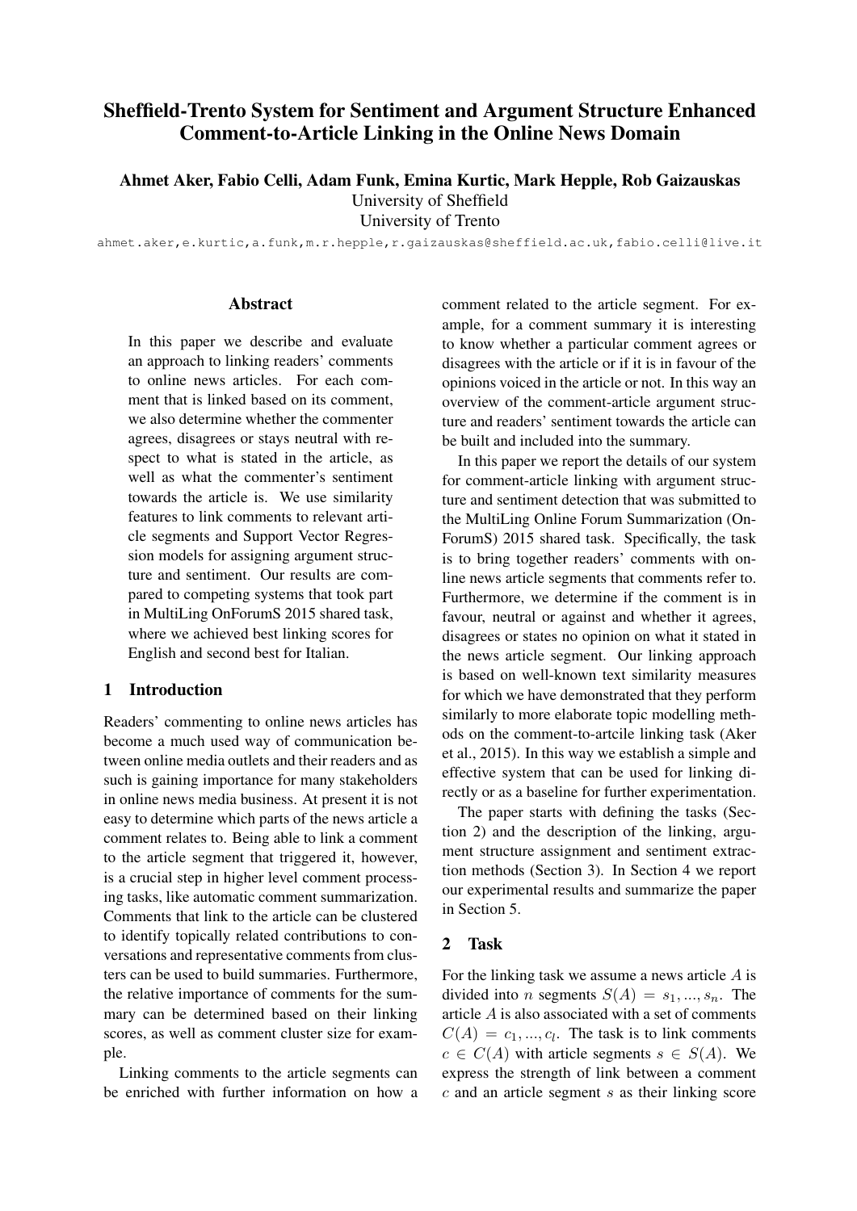# Sheffield-Trento System for Sentiment and Argument Structure Enhanced Comment-to-Article Linking in the Online News Domain

**Ahmet Aker, Fabio Celli, Adam Funk, Emina Kurtic, Mark Hepple, Rob Gaizauskas**

University of Sheffield

University of Trento

ahmet.aker,e.kurtic,a.funk,m.r.hepple,r.gaizauskas@sheffield.ac.uk,fabio.celli@live.it

## Abstract

In this paper we describe and evaluate an approach to linking readers' comments to online news articles. For each comment that is linked based on its comment, we also determine whether the commenter agrees, disagrees or stays neutral with respect to what is stated in the article, as well as what the commenter's sentiment towards the article is. We use similarity features to link comments to relevant article segments and Support Vector Regression models for assigning argument structure and sentiment. Our results are compared to competing systems that took part in MultiLing OnForumS 2015 shared task, where we achieved best linking scores for English and second best for Italian.

## 1 Introduction

Readers' commenting to online news articles has become a much used way of communication between online media outlets and their readers and as such is gaining importance for many stakeholders in online news media business. At present it is not easy to determine which parts of the news article a comment relates to. Being able to link a comment to the article segment that triggered it, however, is a crucial step in higher level comment processing tasks, like automatic comment summarization. Comments that link to the article can be clustered to identify topically related contributions to conversations and representative comments from clusters can be used to build summaries. Furthermore, the relative importance of comments for the summary can be determined based on their linking scores, as well as comment cluster size for example.

Linking comments to the article segments can be enriched with further information on how a comment related to the article segment. For example, for a comment summary it is interesting to know whether a particular comment agrees or disagrees with the article or if it is in favour of the opinions voiced in the article or not. In this way an overview of the comment-article argument structure and readers' sentiment towards the article can be built and included into the summary.

In this paper we report the details of our system for comment-article linking with argument structure and sentiment detection that was submitted to the MultiLing Online Forum Summarization (OnForumS) 2015 shared task. Specifically, the task is to bring together readers' comments with online news article segments that comments refer to. Furthermore, we determine if the comment is in favour, neutral or against and whether it agrees, disagrees or states no opinion on what it stated in the news article segment. Our linking approach is based on well-known text similarity measures for which we have demonstrated that they perform similarly to more elaborate topic modelling methods on the comment-to-artcile linking task (Aker et al., 2015). In this way we establish a simple and effective system that can be used for linking directly or as a baseline for further experimentation.

The paper starts with defining the tasks (Section 2) and the description of the linking, argument structure assignment and sentiment extraction methods (Section 3). In Section 4 we report our experimental results and summarize the paper in Section 5.

## 2 Task

For the linking task we assume a news article $A$ is divided into $n$ segments $S(A) = s_1, ..., s_n$. The article $A$ is also associated with a set of comments $C(A) = c_1, ..., c_l$. The task is to link comments $c \in C(A)$ with article segments $s \in S(A)$. We express the strength of link between a comment $c$ and an article segment $s$ as their linking score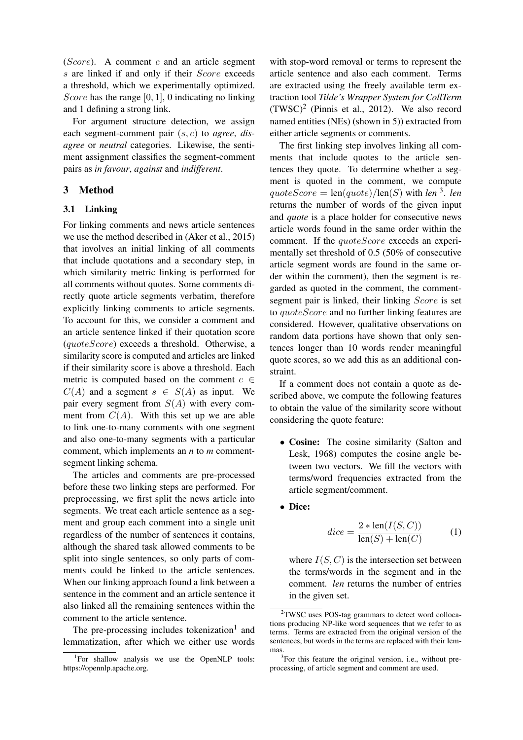($Score$). A comment $c$ and an article segment $s$ are linked if and only if their $Score$ exceeds a threshold, which we experimentally optimized. $Score$ has the range $[0, 1]$, 0 indicating no linking and 1 defining a strong link.

For argument structure detection, we assign each segment-comment pair $(s, c)$ to *agree*, *disagree* or *neutral* categories. Likewise, the sentiment assignment classifies the segment-comment pairs as *in favour*, *against* and *indifferent*.

## 3 Method

### 3.1 Linking

For linking comments and news article sentences we use the method described in (Aker et al., 2015) that involves an initial linking of all comments that include quotations and a secondary step, in which similarity metric linking is performed for all comments without quotes. Some comments directly quote article segments verbatim, therefore explicitly linking comments to article segments. To account for this, we consider a comment and an article sentence linked if their quotation score ($quoteScore$) exceeds a threshold. Otherwise, a similarity score is computed and articles are linked if their similarity score is above a threshold. Each metric is computed based on the comment $c \in C(A)$ and a segment $s \in S(A)$ as input. We pair every segment from $S(A)$ with every comment from $C(A)$. With this set up we are able to link one-to-many comments with one segment and also one-to-many segments with a particular comment, which implements an *n* to *m* comment-segment linking schema.

The articles and comments are pre-processed before these two linking steps are performed. For preprocessing, we first split the news article into segments. We treat each article sentence as a segment and group each comment into a single unit regardless of the number of sentences it contains, although the shared task allowed comments to be split into single sentences, so only parts of comments could be linked to the article sentences. When our linking approach found a link between a sentence in the comment and an article sentence it also linked all the remaining sentences within the comment to the article sentence.

The pre-processing includes tokenization[1] and lemmatization, after which we either use words with stop-word removal or terms to represent the article sentence and also each comment. Terms are extracted using the freely available term extraction tool *Tilde's Wrapper System for CollTerm* (TWSC)[2] (Pinnis et al., 2012). We also record named entities (NEs) (shown in 5)) extracted from either article segments or comments.

The first linking step involves linking all comments that include quotes to the article sentences they quote. To determine whether a segment is quoted in the comment, we compute $quoteScore = \text{len}(quote)/\text{len}(S)$ with *len*[3]. *len* returns the number of words of the given input and *quote* is a place holder for consecutive news article words found in the same order within the comment. If the $quoteScore$ exceeds an experimentally set threshold of 0.5 (50% of consecutive article segment words are found in the same order within the comment), then the segment is regarded as quoted in the comment, the comment-segment pair is linked, their linking $Score$ is set to $quoteScore$ and no further linking features are considered. However, qualitative observations on random data portions have shown that only sentences longer than 10 words render meaningful quote scores, so we add this as an additional constraint.

If a comment does not contain a quote as described above, we compute the following features to obtain the value of the similarity score without considering the quote feature:

- **Cosine:** The cosine similarity (Salton and Lesk, 1968) computes the cosine angle between two vectors. We fill the vectors with terms/word frequencies extracted from the article segment/comment.
- **Dice:**

$$dice = \frac{2 * \text{len}(I(S, C))}{\text{len}(S) + \text{len}(C)} \tag{1}$$

  where $I(S, C)$ is the intersection set between the terms/words in the segment and in the comment. *len* returns the number of entries in the given set.

[1] For shallow analysis we use the OpenNLP tools: https://opennlp.apache.org.

[2] TWSC uses POS-tag grammars to detect word collocations producing NP-like word sequences that we refer to as terms. Terms are extracted from the original version of the sentences, but words in the terms are replaced with their lemmas.

[3] For this feature the original version, i.e., without preprocessing, of article segment and comment are used.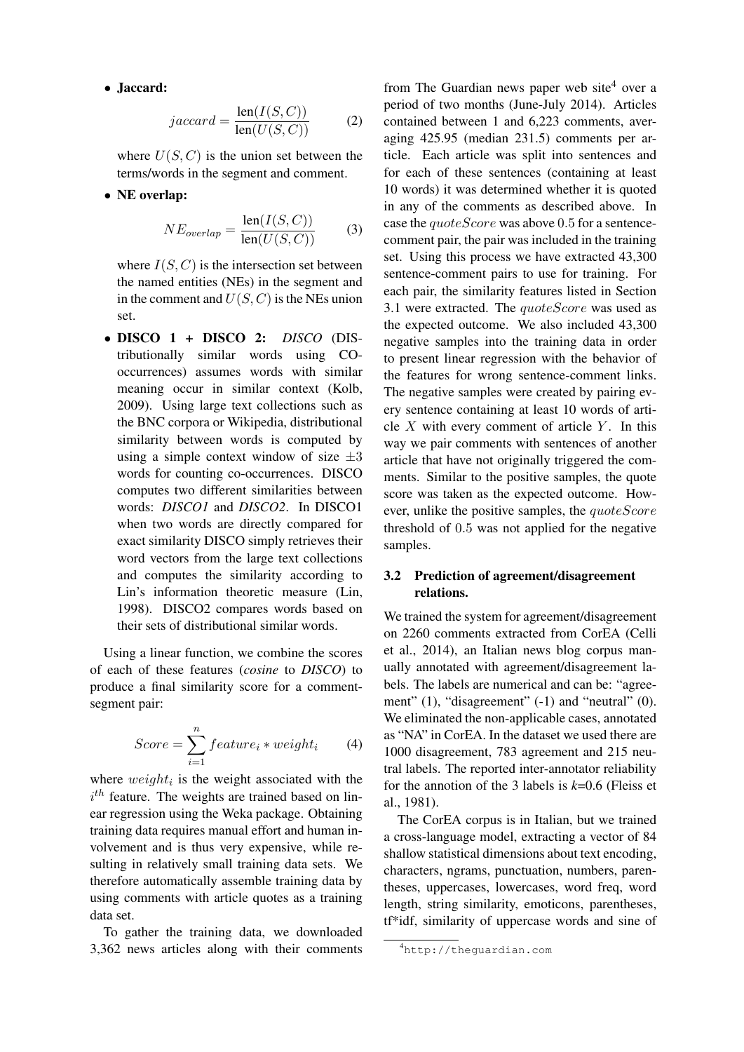- **Jaccard:**

$$jaccard = \frac{\text{len}(I(S,C))}{\text{len}(U(S,C))} \quad (2)$$

where $U(S,C)$ is the union set between the terms/words in the segment and comment.

- **NE overlap:**

$$NE_{overlap} = \frac{\text{len}(I(S,C))}{\text{len}(U(S,C))} \quad (3)$$

where $I(S,C)$ is the intersection set between the named entities (NEs) in the segment and in the comment and $U(S,C)$ is the NEs union set.

- **DISCO 1 + DISCO 2:** *DISCO* (DIStributionally similar words using CO-occurrences) assumes words with similar meaning occur in similar context (Kolb, 2009). Using large text collections such as the BNC corpora or Wikipedia, distributional similarity between words is computed by using a simple context window of size $\pm 3$ words for counting co-occurrences. DISCO computes two different similarities between words: *DISCO1* and *DISCO2*. In DISCO1 when two words are directly compared for exact similarity DISCO simply retrieves their word vectors from the large text collections and computes the similarity according to Lin's information theoretic measure (Lin, 1998). DISCO2 compares words based on their sets of distributional similar words.

Using a linear function, we combine the scores of each of these features (*cosine* to *DISCO*) to produce a final similarity score for a comment-segment pair:

$$Score = \sum_{i=1}^{n} feature_i * weight_i \quad (4)$$

where $weight_i$ is the weight associated with the $i^{th}$ feature. The weights are trained based on linear regression using the Weka package. Obtaining training data requires manual effort and human involvement and is thus very expensive, while resulting in relatively small training data sets. We therefore automatically assemble training data by using comments with article quotes as a training data set.

To gather the training data, we downloaded 3,362 news articles along with their comments from The Guardian news paper web site[4] over a period of two months (June-July 2014). Articles contained between 1 and 6,223 comments, averaging 425.95 (median 231.5) comments per article. Each article was split into sentences and for each of these sentences (containing at least 10 words) it was determined whether it is quoted in any of the comments as described above. In case the $quoteScore$ was above $0.5$ for a sentence-comment pair, the pair was included in the training set. Using this process we have extracted 43,300 sentence-comment pairs to use for training. For each pair, the similarity features listed in Section 3.1 were extracted. The $quoteScore$ was used as the expected outcome. We also included 43,300 negative samples into the training data in order to present linear regression with the behavior of the features for wrong sentence-comment links. The negative samples were created by pairing every sentence containing at least 10 words of article $X$ with every comment of article $Y$. In this way we pair comments with sentences of another article that have not originally triggered the comments. Similar to the positive samples, the quote score was taken as the expected outcome. However, unlike the positive samples, the $quoteScore$ threshold of $0.5$ was not applied for the negative samples.

### 3.2 Prediction of agreement/disagreement relations.

We trained the system for agreement/disagreement on 2260 comments extracted from CorEA (Celli et al., 2014), an Italian news blog corpus manually annotated with agreement/disagreement labels. The labels are numerical and can be: "agreement" (1), "disagreement" (-1) and "neutral" (0). We eliminated the non-applicable cases, annotated as "NA" in CorEA. In the dataset we used there are 1000 disagreement, 783 agreement and 215 neutral labels. The reported inter-annotator reliability for the annotion of the 3 labels is *k*=0.6 (Fleiss et al., 1981).

The CorEA corpus is in Italian, but we trained a cross-language model, extracting a vector of 84 shallow statistical dimensions about text encoding, characters, ngrams, punctuation, numbers, parentheses, uppercases, lowercases, word freq, word length, string similarity, emoticons, parentheses, tf*idf, similarity of uppercase words and sine of

[4] http://theguardian.com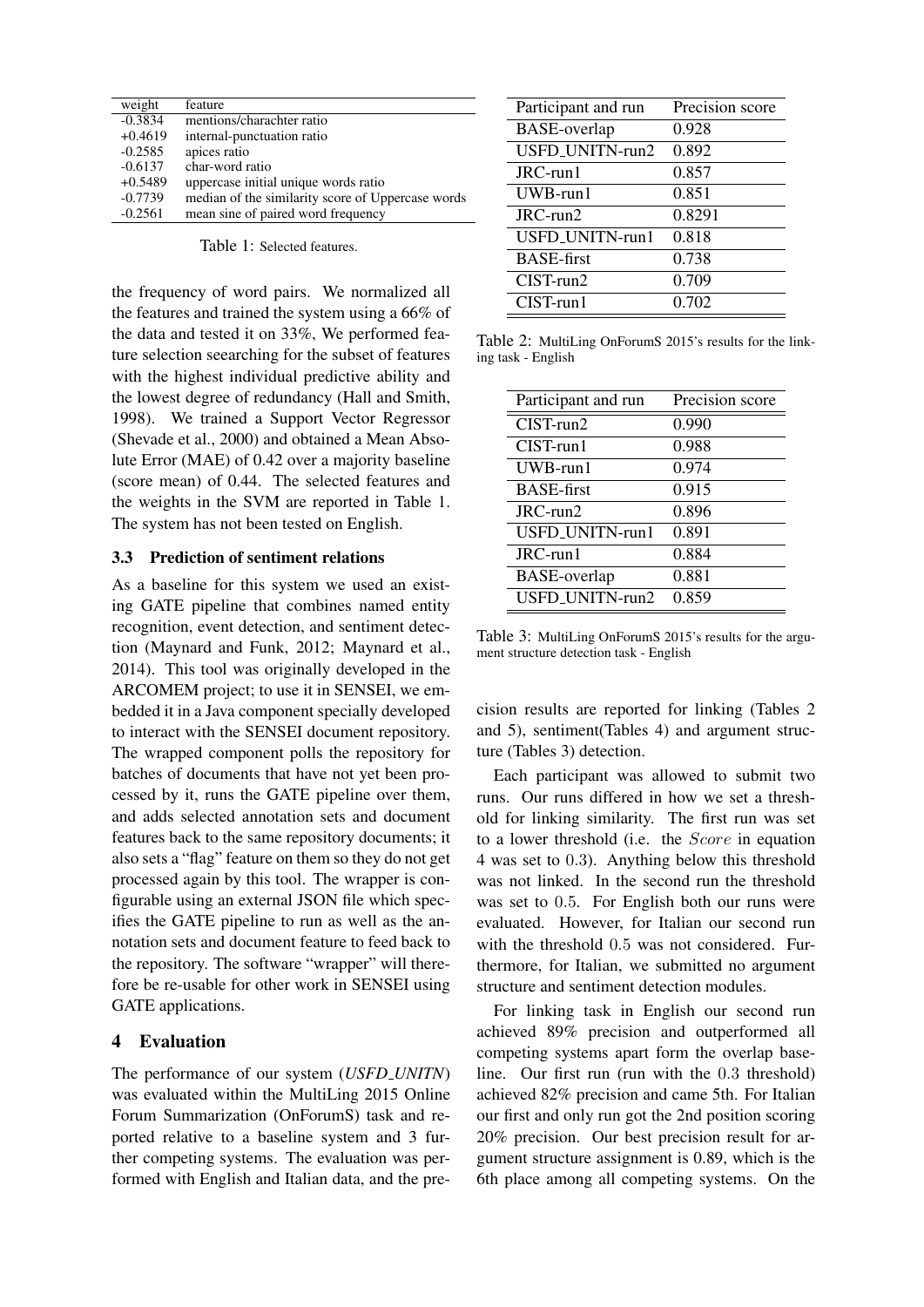| weight | feature |
|---|---|
| -0.3834 | mentions/charachter ratio |
| +0.4619 | internal-punctuation ratio |
| -0.2585 | apices ratio |
| -0.6137 | char-word ratio |
| +0.5489 | uppercase initial unique words ratio |
| -0.7739 | median of the similarity score of Uppercase words |
| -0.2561 | mean sine of paired word frequency |

Table 1: Selected features.

the frequency of word pairs. We normalized all the features and trained the system using a 66% of the data and tested it on 33%, We performed feature selection seearching for the subset of features with the highest individual predictive ability and the lowest degree of redundancy (Hall and Smith, 1998). We trained a Support Vector Regressor (Shevade et al., 2000) and obtained a Mean Absolute Error (MAE) of 0.42 over a majority baseline (score mean) of 0.44. The selected features and the weights in the SVM are reported in Table 1. The system has not been tested on English.

### 3.3 Prediction of sentiment relations

As a baseline for this system we used an existing GATE pipeline that combines named entity recognition, event detection, and sentiment detection (Maynard and Funk, 2012; Maynard et al., 2014). This tool was originally developed in the ARCOMEM project; to use it in SENSEI, we embedded it in a Java component specially developed to interact with the SENSEI document repository. The wrapped component polls the repository for batches of documents that have not yet been processed by it, runs the GATE pipeline over them, and adds selected annotation sets and document features back to the same repository documents; it also sets a "flag" feature on them so they do not get processed again by this tool. The wrapper is configurable using an external JSON file which specifies the GATE pipeline to run as well as the annotation sets and document feature to feed back to the repository. The software "wrapper" will therefore be re-usable for other work in SENSEI using GATE applications.

## 4 Evaluation

The performance of our system (*USFD_UNITN*) was evaluated within the MultiLing 2015 Online Forum Summarization (OnForumS) task and reported relative to a baseline system and 3 further competing systems. The evaluation was performed with English and Italian data, and the precision results are reported for linking (Tables 2 and 5), sentiment(Tables 4) and argument structure (Tables 3) detection.

| Participant and run | Precision score |
|---|---|
| BASE-overlap | 0.928 |
| USFD_UNITN-run2 | 0.892 |
| JRC-run1 | 0.857 |
| UWB-run1 | 0.851 |
| JRC-run2 | 0.8291 |
| USFD_UNITN-run1 | 0.818 |
| BASE-first | 0.738 |
| CIST-run2 | 0.709 |
| CIST-run1 | 0.702 |

Table 2: MultiLing OnForumS 2015's results for the linking task - English

| Participant and run | Precision score |
|---|---|
| CIST-run2 | 0.990 |
| CIST-run1 | 0.988 |
| UWB-run1 | 0.974 |
| BASE-first | 0.915 |
| JRC-run2 | 0.896 |
| USFD_UNITN-run1 | 0.891 |
| JRC-run1 | 0.884 |
| BASE-overlap | 0.881 |
| USFD_UNITN-run2 | 0.859 |

Table 3: MultiLing OnForumS 2015's results for the argument structure detection task - English

Each participant was allowed to submit two runs. Our runs differed in how we set a threshold for linking similarity. The first run was set to a lower threshold (i.e. the $Score$ in equation 4 was set to $0.3$). Anything below this threshold was not linked. In the second run the threshold was set to $0.5$. For English both our runs were evaluated. However, for Italian our second run with the threshold $0.5$ was not considered. Furthermore, for Italian, we submitted no argument structure and sentiment detection modules.

For linking task in English our second run achieved 89% precision and outperformed all competing systems apart form the overlap baseline. Our first run (run with the $0.3$ threshold) achieved 82% precision and came 5th. For Italian our first and only run got the 2nd position scoring 20% precision. Our best precision result for argument structure assignment is 0.89, which is the 6th place among all competing systems. On the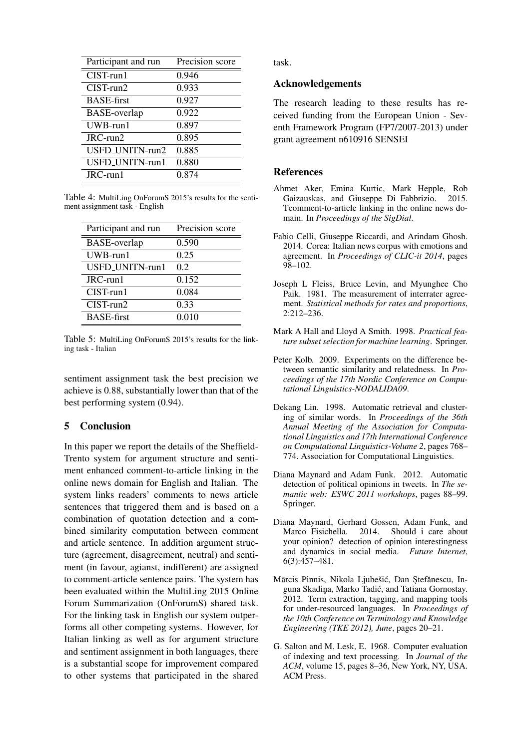| Participant and run | Precision score |
|---|---|
| CIST-run1 | 0.946 |
| CIST-run2 | 0.933 |
| BASE-first | 0.927 |
| BASE-overlap | 0.922 |
| UWB-run1 | 0.897 |
| JRC-run2 | 0.895 |
| USFD_UNITN-run2 | 0.885 |
| USFD_UNITN-run1 | 0.880 |
| JRC-run1 | 0.874 |

Table 4: MultiLing OnForumS 2015's results for the sentiment assignment task - English

| Participant and run | Precision score |
|---|---|
| BASE-overlap | 0.590 |
| UWB-run1 | 0.25 |
| USFD_UNITN-run1 | 0.2 |
| JRC-run1 | 0.152 |
| CIST-run1 | 0.084 |
| CIST-run2 | 0.33 |
| BASE-first | 0.010 |

Table 5: MultiLing OnForumS 2015's results for the linking task - Italian

sentiment assignment task the best precision we achieve is 0.88, substantially lower than that of the best performing system (0.94).

## 5 Conclusion

In this paper we report the details of the Sheffield-Trento system for argument structure and sentiment enhanced comment-to-article linking in the online news domain for English and Italian. The system links readers' comments to news article sentences that triggered them and is based on a combination of quotation detection and a combined similarity computation between comment and article sentence. In addition argument structure (agreement, disagreement, neutral) and sentiment (in favour, agianst, indifferent) are assigned to comment-article sentence pairs. The system has been evaluated within the MultiLing 2015 Online Forum Summarization (OnForumS) shared task. For the linking task in English our system outperforms all other competing systems. However, for Italian linking as well as for argument structure and sentiment assignment in both languages, there is a substantial scope for improvement compared to other systems that participated in the shared task.

## Acknowledgements

The research leading to these results has received funding from the European Union - Seventh Framework Program (FP7/2007-2013) under grant agreement n610916 SENSEI

## References

Ahmet Aker, Emina Kurtic, Mark Hepple, Rob Gaizauskas, and Giuseppe Di Fabbrizio. 2015. Tcomment-to-article linking in the online news domain. In *Proceedings of the SigDial*.

Fabio Celli, Giuseppe Riccardi, and Arindam Ghosh. 2014. Corea: Italian news corpus with emotions and agreement. In *Proceedings of CLIC-it 2014*, pages 98–102.

Joseph L Fleiss, Bruce Levin, and Myunghee Cho Paik. 1981. The measurement of interrater agreement. *Statistical methods for rates and proportions*, 2:212–236.

Mark A Hall and Lloyd A Smith. 1998. *Practical feature subset selection for machine learning*. Springer.

Peter Kolb. 2009. Experiments on the difference between semantic similarity and relatedness. In *Proceedings of the 17th Nordic Conference on Computational Linguistics-NODALIDA09*.

Dekang Lin. 1998. Automatic retrieval and clustering of similar words. In *Proceedings of the 36th Annual Meeting of the Association for Computational Linguistics and 17th International Conference on Computational Linguistics-Volume 2*, pages 768–774. Association for Computational Linguistics.

Diana Maynard and Adam Funk. 2012. Automatic detection of political opinions in tweets. In *The semantic web: ESWC 2011 workshops*, pages 88–99. Springer.

Diana Maynard, Gerhard Gossen, Adam Funk, and Marco Fisichella. 2014. Should i care about your opinion? detection of opinion interestingness and dynamics in social media. *Future Internet*, 6(3):457–481.

Mārcis Pinnis, Nikola Ljubešić, Dan Ştefănescu, Inguna Skadiņa, Marko Tadić, and Tatiana Gornostay. 2012. Term extraction, tagging, and mapping tools for under-resourced languages. In *Proceedings of the 10th Conference on Terminology and Knowledge Engineering (TKE 2012), June*, pages 20–21.

G. Salton and M. Lesk, E. 1968. Computer evaluation of indexing and text processing. In *Journal of the ACM*, volume 15, pages 8–36, New York, NY, USA. ACM Press.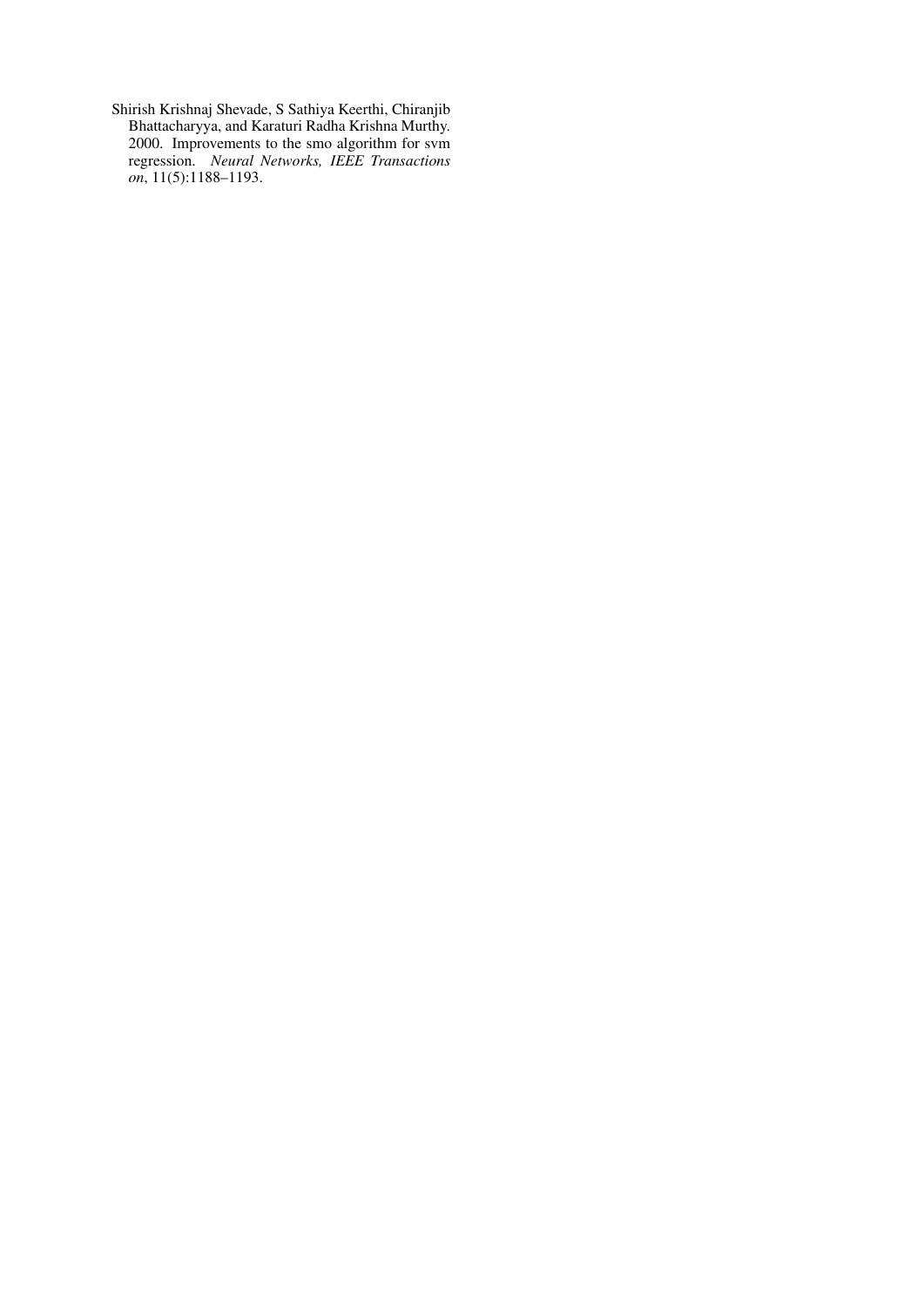Shirish Krishnaj Shevade, S Sathiya Keerthi, Chiranjib Bhattacharyya, and Karaturi Radha Krishna Murthy. 2000. Improvements to the smo algorithm for svm regression. *Neural Networks, IEEE Transactions on*, 11(5):1188–1193.